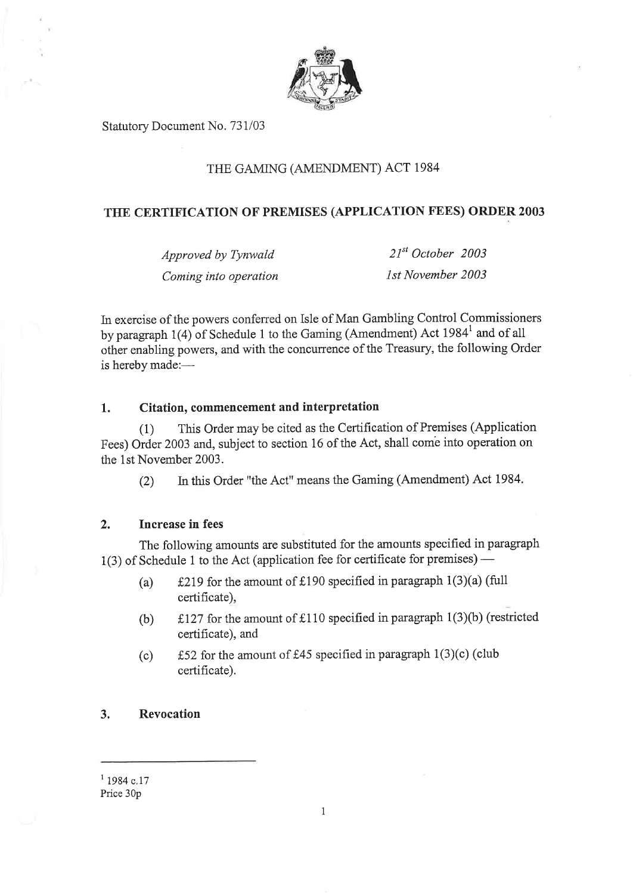Statutory Document No. 731/03

# THE GAMING (AMENDMENT) ACT 1984

## THE CERTIFICATION OF PREMISES (APPLICATION FEES) ORDER 2003

| | |
|---|---|
| *Approved by Tynwald* | *21st October 2003* |
| *Coming into operation* | *1st November 2003* |

In exercise of the powers conferred on Isle of Man Gambling Control Commissioners by paragraph 1(4) of Schedule 1 to the Gaming (Amendment) Act 1984[1] and of all other enabling powers, and with the concurrence of the Treasury, the following Order is hereby made:—

### 1. Citation, commencement and interpretation

(1) This Order may be cited as the Certification of Premises (Application Fees) Order 2003 and, subject to section 16 of the Act, shall come into operation on the 1st November 2003.

(2) In this Order "the Act" means the Gaming (Amendment) Act 1984.

### 2. Increase in fees

The following amounts are substituted for the amounts specified in paragraph 1(3) of Schedule 1 to the Act (application fee for certificate for premises) —

(a) £219 for the amount of £190 specified in paragraph 1(3)(a) (full certificate),

(b) £127 for the amount of £110 specified in paragraph 1(3)(b) (restricted certificate), and

(c) £52 for the amount of £45 specified in paragraph 1(3)(c) (club certificate).

### 3. Revocation

---

[1] 1984 c.17

Price 30p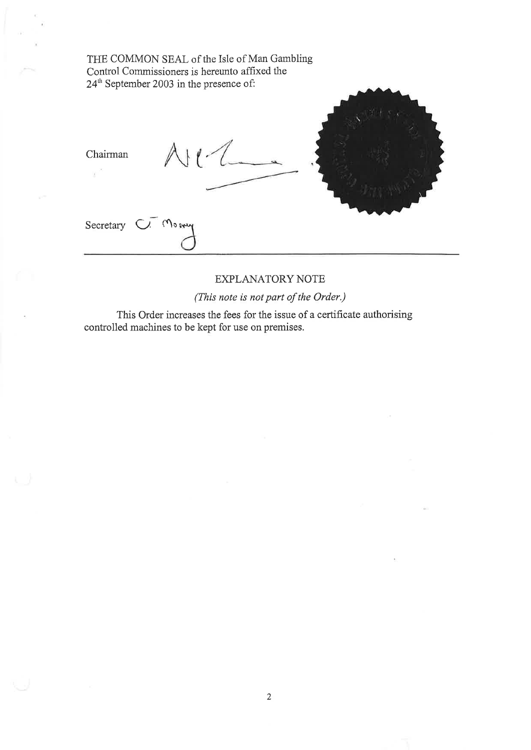THE COMMON SEAL of the Isle of Man Gambling Control Commissioners is hereunto affixed the 24th September 2003 in the presence of:

Chairman

Secretary

---

## EXPLANATORY NOTE

*(This note is not part of the Order.)*

This Order increases the fees for the issue of a certificate authorising controlled machines to be kept for use on premises.